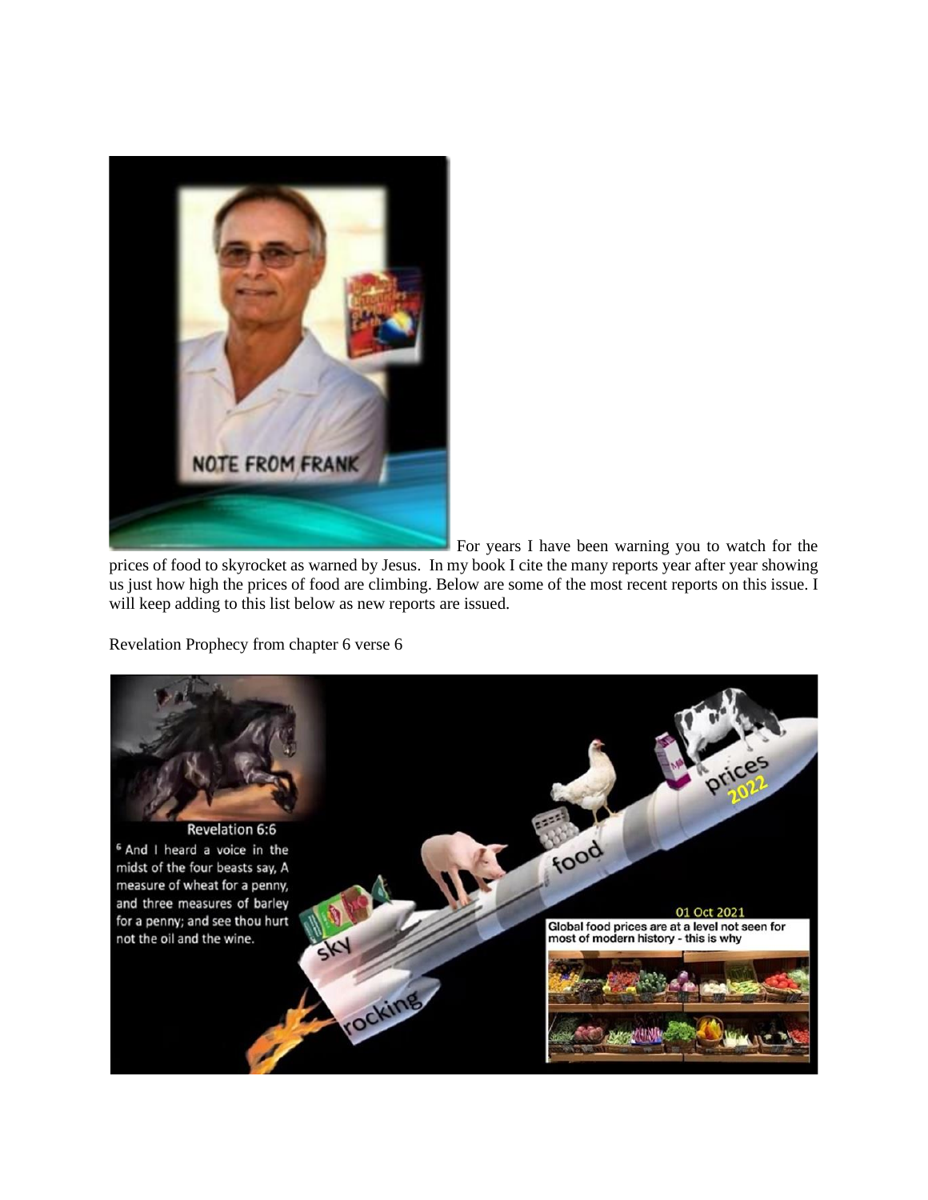For years I have been warning you to watch for the prices of food to skyrocket as warned by Jesus. In my book I cite the many reports year after year showing us just how high the prices of food are climbing. Below are some of the most recent reports on this issue. I will keep adding to this list below as new reports are issued.

Revelation Prophecy from chapter 6 verse 6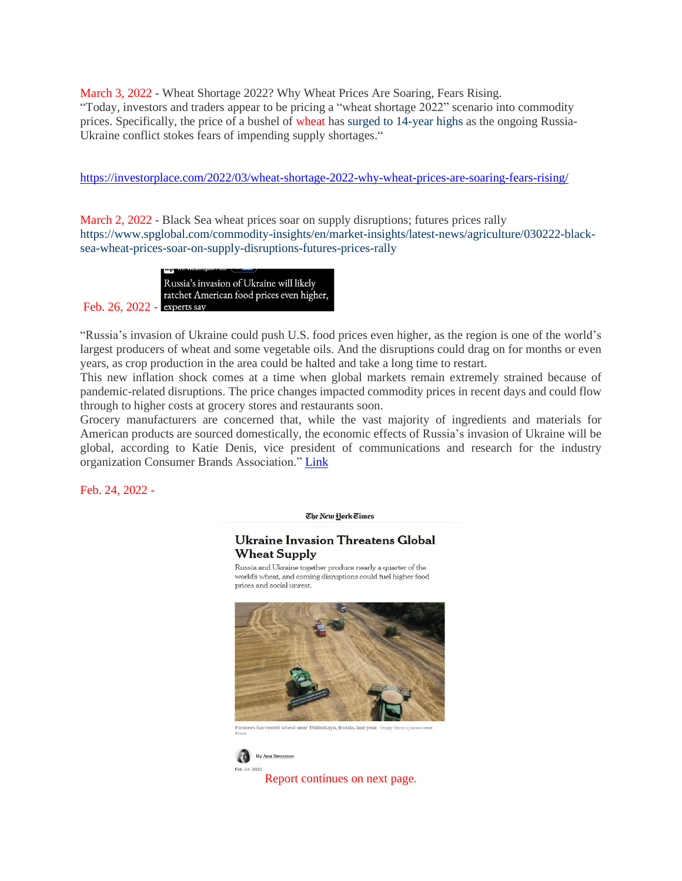March 3, 2022 - Wheat Shortage 2022? Why Wheat Prices Are Soaring, Fears Rising.
"Today, investors and traders appear to be pricing a "wheat shortage 2022" scenario into commodity prices. Specifically, the price of a bushel of wheat has surged to 14-year highs as the ongoing Russia-Ukraine conflict stokes fears of impending supply shortages."

https://investorplace.com/2022/03/wheat-shortage-2022-why-wheat-prices-are-soaring-fears-rising/

March 2, 2022 - Black Sea wheat prices soar on supply disruptions; futures prices rally
https://www.spglobal.com/commodity-insights/en/market-insights/latest-news/agriculture/030222-black-sea-wheat-prices-soar-on-supply-disruptions-futures-prices-rally

Feb. 26, 2022 - Russia's invasion of Ukraine will likely ratchet American food prices even higher, experts say

"Russia's invasion of Ukraine could push U.S. food prices even higher, as the region is one of the world's largest producers of wheat and some vegetable oils. And the disruptions could drag on for months or even years, as crop production in the area could be halted and take a long time to restart.
This new inflation shock comes at a time when global markets remain extremely strained because of pandemic-related disruptions. The price changes impacted commodity prices in recent days and could flow through to higher costs at grocery stores and restaurants soon.
Grocery manufacturers are concerned that, while the vast majority of ingredients and materials for American products are sourced domestically, the economic effects of Russia's invasion of Ukraine will be global, according to Katie Denis, vice president of communications and research for the industry organization Consumer Brands Association." Link

Feb. 24, 2022 -

The New York Times

## Ukraine Invasion Threatens Global Wheat Supply

Russia and Ukraine together produce nearly a quarter of the world's wheat, and coming disruptions could fuel higher food prices and social unrest.

Farmers harvested wheat near Tbilisskaya, Russia, last year. Vitaly Timkiv/Associated Press

By Ana Swanson

Feb. 24, 2022

Report continues on next page.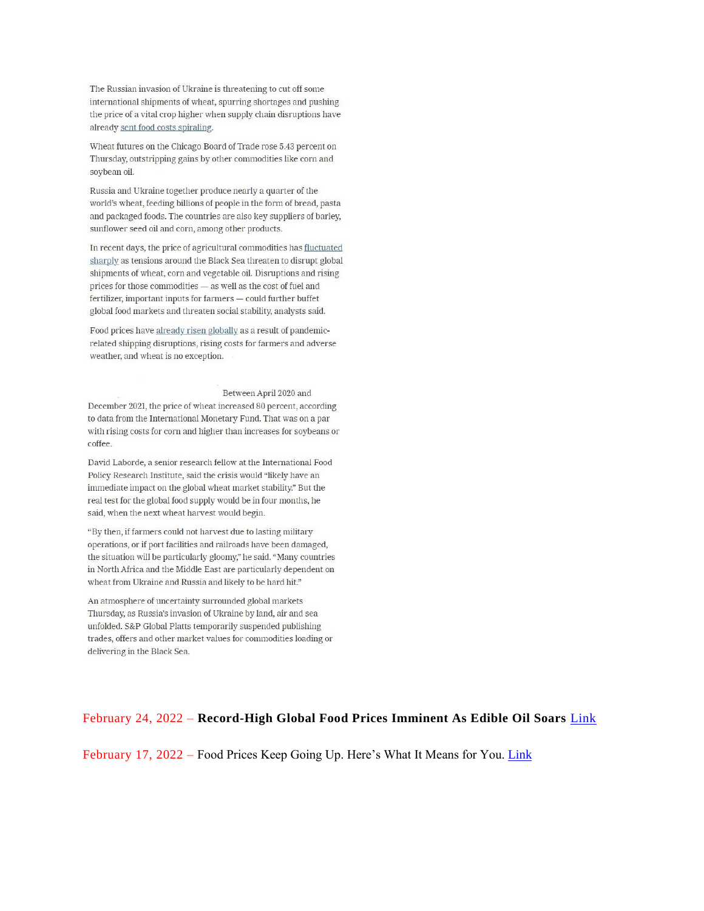The Russian invasion of Ukraine is threatening to cut off some international shipments of wheat, spurring shortages and pushing the price of a vital crop higher when supply chain disruptions have already sent food costs spiraling.

Wheat futures on the Chicago Board of Trade rose 5.43 percent on Thursday, outstripping gains by other commodities like corn and soybean oil.

Russia and Ukraine together produce nearly a quarter of the world's wheat, feeding billions of people in the form of bread, pasta and packaged foods. The countries are also key suppliers of barley, sunflower seed oil and corn, among other products.

In recent days, the price of agricultural commodities has fluctuated sharply as tensions around the Black Sea threaten to disrupt global shipments of wheat, corn and vegetable oil. Disruptions and rising prices for those commodities — as well as the cost of fuel and fertilizer, important inputs for farmers — could further buffet global food markets and threaten social stability, analysts said.

Food prices have already risen globally as a result of pandemic-related shipping disruptions, rising costs for farmers and adverse weather, and wheat is no exception.

Between April 2020 and December 2021, the price of wheat increased 80 percent, according to data from the International Monetary Fund. That was on a par with rising costs for corn and higher than increases for soybeans or coffee.

David Laborde, a senior research fellow at the International Food Policy Research Institute, said the crisis would "likely have an immediate impact on the global wheat market stability." But the real test for the global food supply would be in four months, he said, when the next wheat harvest would begin.

"By then, if farmers could not harvest due to lasting military operations, or if port facilities and railroads have been damaged, the situation will be particularly gloomy," he said. "Many countries in North Africa and the Middle East are particularly dependent on wheat from Ukraine and Russia and likely to be hard hit."

An atmosphere of uncertainty surrounded global markets Thursday, as Russia's invasion of Ukraine by land, air and sea unfolded. S&P Global Platts temporarily suspended publishing trades, offers and other market values for commodities loading or delivering in the Black Sea.

February 24, 2022 – **Record-High Global Food Prices Imminent As Edible Oil Soars** Link

February 17, 2022 – Food Prices Keep Going Up. Here's What It Means for You. Link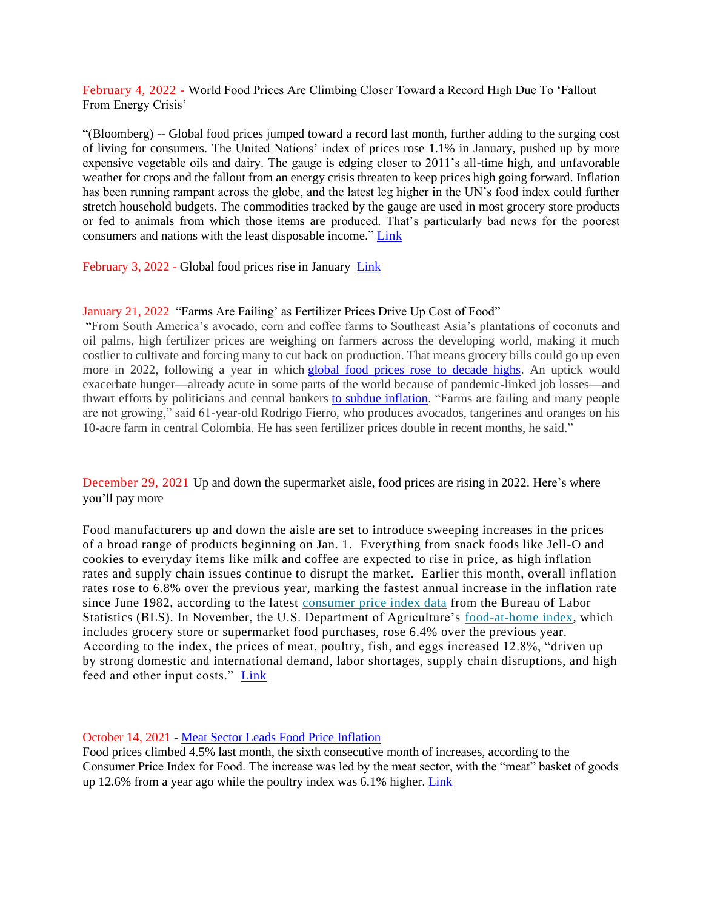February 4, 2022 - World Food Prices Are Climbing Closer Toward a Record High Due To 'Fallout From Energy Crisis'

"(Bloomberg) -- Global food prices jumped toward a record last month, further adding to the surging cost of living for consumers. The United Nations' index of prices rose 1.1% in January, pushed up by more expensive vegetable oils and dairy. The gauge is edging closer to 2011's all-time high, and unfavorable weather for crops and the fallout from an energy crisis threaten to keep prices high going forward. Inflation has been running rampant across the globe, and the latest leg higher in the UN's food index could further stretch household budgets. The commodities tracked by the gauge are used in most grocery store products or fed to animals from which those items are produced. That's particularly bad news for the poorest consumers and nations with the least disposable income." Link

February 3, 2022 - Global food prices rise in January Link

January 21, 2022 "Farms Are Failing' as Fertilizer Prices Drive Up Cost of Food"

"From South America's avocado, corn and coffee farms to Southeast Asia's plantations of coconuts and oil palms, high fertilizer prices are weighing on farmers across the developing world, making it much costlier to cultivate and forcing many to cut back on production. That means grocery bills could go up even more in 2022, following a year in which global food prices rose to decade highs. An uptick would exacerbate hunger—already acute in some parts of the world because of pandemic-linked job losses—and thwart efforts by politicians and central bankers to subdue inflation. "Farms are failing and many people are not growing," said 61-year-old Rodrigo Fierro, who produces avocados, tangerines and oranges on his 10-acre farm in central Colombia. He has seen fertilizer prices double in recent months, he said."

December 29, 2021 Up and down the supermarket aisle, food prices are rising in 2022. Here's where you'll pay more

Food manufacturers up and down the aisle are set to introduce sweeping increases in the prices of a broad range of products beginning on Jan. 1. Everything from snack foods like Jell-O and cookies to everyday items like milk and coffee are expected to rise in price, as high inflation rates and supply chain issues continue to disrupt the market. Earlier this month, overall inflation rates rose to 6.8% over the previous year, marking the fastest annual increase in the inflation rate since June 1982, according to the latest consumer price index data from the Bureau of Labor Statistics (BLS). In November, the U.S. Department of Agriculture's food-at-home index, which includes grocery store or supermarket food purchases, rose 6.4% over the previous year. According to the index, the prices of meat, poultry, fish, and eggs increased 12.8%, "driven up by strong domestic and international demand, labor shortages, supply chain disruptions, and high feed and other input costs." Link

October 14, 2021 - Meat Sector Leads Food Price Inflation

Food prices climbed 4.5% last month, the sixth consecutive month of increases, according to the Consumer Price Index for Food. The increase was led by the meat sector, with the "meat" basket of goods up 12.6% from a year ago while the poultry index was 6.1% higher. Link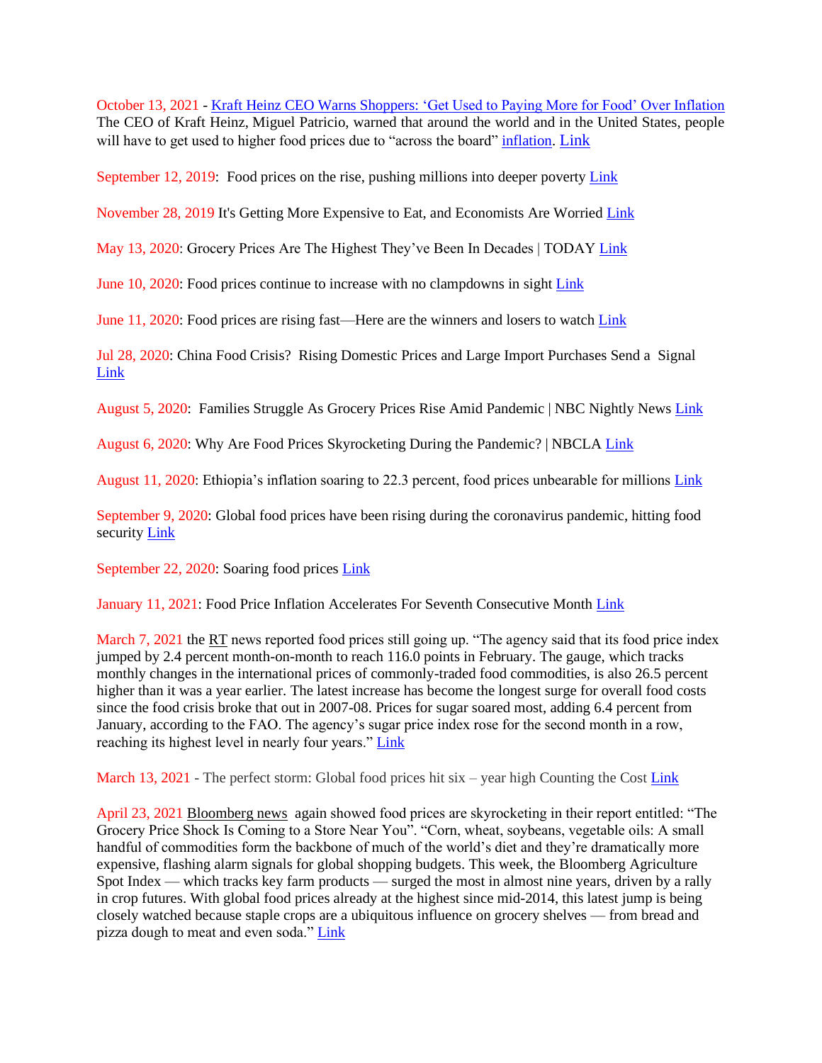October 13, 2021 - Kraft Heinz CEO Warns Shoppers: 'Get Used to Paying More for Food' Over Inflation
The CEO of Kraft Heinz, Miguel Patricio, warned that around the world and in the United States, people will have to get used to higher food prices due to "across the board" inflation. Link

September 12, 2019: Food prices on the rise, pushing millions into deeper poverty Link

November 28, 2019 It's Getting More Expensive to Eat, and Economists Are Worried Link

May 13, 2020: Grocery Prices Are The Highest They've Been In Decades | TODAY Link

June 10, 2020: Food prices continue to increase with no clampdowns in sight Link

June 11, 2020: Food prices are rising fast—Here are the winners and losers to watch Link

Jul 28, 2020: China Food Crisis? Rising Domestic Prices and Large Import Purchases Send a Signal Link

August 5, 2020: Families Struggle As Grocery Prices Rise Amid Pandemic | NBC Nightly News Link

August 6, 2020: Why Are Food Prices Skyrocketing During the Pandemic? | NBCLA Link

August 11, 2020: Ethiopia's inflation soaring to 22.3 percent, food prices unbearable for millions Link

September 9, 2020: Global food prices have been rising during the coronavirus pandemic, hitting food security Link

September 22, 2020: Soaring food prices Link

January 11, 2021: Food Price Inflation Accelerates For Seventh Consecutive Month Link

March 7, 2021 the RT news reported food prices still going up. "The agency said that its food price index jumped by 2.4 percent month-on-month to reach 116.0 points in February. The gauge, which tracks monthly changes in the international prices of commonly-traded food commodities, is also 26.5 percent higher than it was a year earlier. The latest increase has become the longest surge for overall food costs since the food crisis broke that out in 2007-08. Prices for sugar soared most, adding 6.4 percent from January, according to the FAO. The agency's sugar price index rose for the second month in a row, reaching its highest level in nearly four years." Link

March 13, 2021 - The perfect storm: Global food prices hit six – year high Counting the Cost Link

April 23, 2021 Bloomberg news again showed food prices are skyrocketing in their report entitled: "The Grocery Price Shock Is Coming to a Store Near You". "Corn, wheat, soybeans, vegetable oils: A small handful of commodities form the backbone of much of the world's diet and they're dramatically more expensive, flashing alarm signals for global shopping budgets. This week, the Bloomberg Agriculture Spot Index — which tracks key farm products — surged the most in almost nine years, driven by a rally in crop futures. With global food prices already at the highest since mid-2014, this latest jump is being closely watched because staple crops are a ubiquitous influence on grocery shelves — from bread and pizza dough to meat and even soda." Link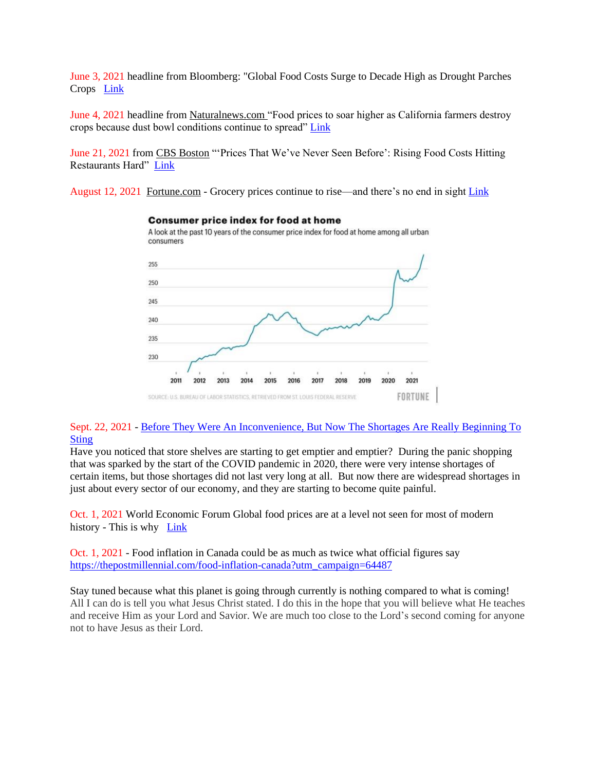June 3, 2021 headline from Bloomberg: "Global Food Costs Surge to Decade High as Drought Parches Crops [Link]

June 4, 2021 headline from Naturalnews.com "Food prices to soar higher as California farmers destroy crops because dust bowl conditions continue to spread" [Link]

June 21, 2021 from CBS Boston "'Prices That We've Never Seen Before': Rising Food Costs Hitting Restaurants Hard" [Link]

August 12, 2021 Fortune.com - Grocery prices continue to rise—and there's no end in sight [Link]

**Consumer price index for food at home**

A look at the past 10 years of the consumer price index for food at home among all urban consumers

255
250
245
240
235
230

2011 2012 2013 2014 2015 2016 2017 2018 2019 2020 2021

SOURCE: U.S. BUREAU OF LABOR STATISTICS, RETRIEVED FROM ST. LOUIS FEDERAL RESERVE

FORTUNE

Sept. 22, 2021 - [Before They Were An Inconvenience, But Now The Shortages Are Really Beginning To Sting]

Have you noticed that store shelves are starting to get emptier and emptier? During the panic shopping that was sparked by the start of the COVID pandemic in 2020, there were very intense shortages of certain items, but those shortages did not last very long at all. But now there are widespread shortages in just about every sector of our economy, and they are starting to become quite painful.

Oct. 1, 2021 World Economic Forum Global food prices are at a level not seen for most of modern history - This is why [Link]

Oct. 1, 2021 - Food inflation in Canada could be as much as twice what official figures say
https://thepostmillennial.com/food-inflation-canada?utm_campaign=64487

Stay tuned because what this planet is going through currently is nothing compared to what is coming!
All I can do is tell you what Jesus Christ stated. I do this in the hope that you will believe what He teaches and receive Him as your Lord and Savior. We are much too close to the Lord's second coming for anyone not to have Jesus as their Lord.